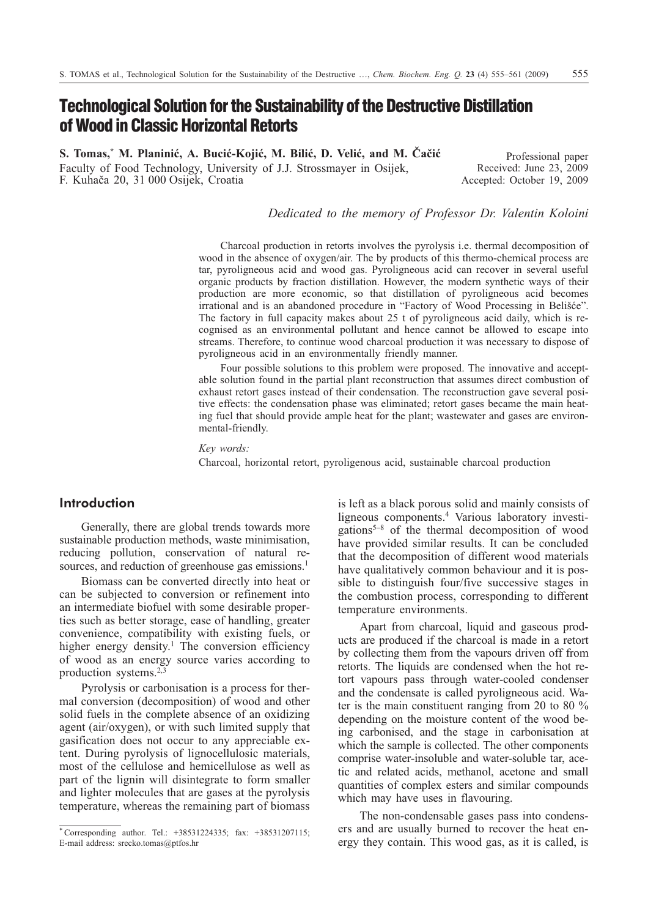# Technological Solution for the Sustainability of the Destructive Distillation of Wood in Classic Horizontal Retorts

**S. Tomas,*** **M. Planinić, A. Bucić-Kojić, M. Bilić, D. Velić, and M. Čačić**

Faculty of Food Technology, University of J.J. Strossmayer in Osijek, F. Kuhača 20, 31 000 Osijek, Croatia

Professional paper
Received: June 23, 2009
Accepted: October 19, 2009

*Dedicated to the memory of Professor Dr. Valentin Koloini*

Charcoal production in retorts involves the pyrolysis i.e. thermal decomposition of wood in the absence of oxygen/air. The by products of this thermo-chemical process are tar, pyroligneous acid and wood gas. Pyroligneous acid can recover in several useful organic products by fraction distillation. However, the modern synthetic ways of their production are more economic, so that distillation of pyroligneous acid becomes irrational and is an abandoned procedure in "Factory of Wood Processing in Belišće". The factory in full capacity makes about 25 t of pyroligneous acid daily, which is recognised as an environmental pollutant and hence cannot be allowed to escape into streams. Therefore, to continue wood charcoal production it was necessary to dispose of pyroligneous acid in an environmentally friendly manner.

Four possible solutions to this problem were proposed. The innovative and acceptable solution found in the partial plant reconstruction that assumes direct combustion of exhaust retort gases instead of their condensation. The reconstruction gave several positive effects: the condensation phase was eliminated; retort gases became the main heating fuel that should provide ample heat for the plant; wastewater and gases are environmental-friendly.

*Key words:*

Charcoal, horizontal retort, pyroligenous acid, sustainable charcoal production

## Introduction

Generally, there are global trends towards more sustainable production methods, waste minimisation, reducing pollution, conservation of natural resources, and reduction of greenhouse gas emissions.[1]

Biomass can be converted directly into heat or can be subjected to conversion or refinement into an intermediate biofuel with some desirable properties such as better storage, ease of handling, greater convenience, compatibility with existing fuels, or higher energy density.[1] The conversion efficiency of wood as an energy source varies according to production systems.[2,3]

Pyrolysis or carbonisation is a process for thermal conversion (decomposition) of wood and other solid fuels in the complete absence of an oxidizing agent (air/oxygen), or with such limited supply that gasification does not occur to any appreciable extent. During pyrolysis of lignocellulosic materials, most of the cellulose and hemicellulose as well as part of the lignin will disintegrate to form smaller and lighter molecules that are gases at the pyrolysis temperature, whereas the remaining part of biomass is left as a black porous solid and mainly consists of ligneous components.[4] Various laboratory investigations[5–8] of the thermal decomposition of wood have provided similar results. It can be concluded that the decomposition of different wood materials have qualitatively common behaviour and it is possible to distinguish four/five successive stages in the combustion process, corresponding to different temperature environments.

Apart from charcoal, liquid and gaseous products are produced if the charcoal is made in a retort by collecting them from the vapours driven off from retorts. The liquids are condensed when the hot retort vapours pass through water-cooled condenser and the condensate is called pyroligneous acid. Water is the main constituent ranging from 20 to 80 % depending on the moisture content of the wood being carbonised, and the stage in carbonisation at which the sample is collected. The other components comprise water-insoluble and water-soluble tar, acetic and related acids, methanol, acetone and small quantities of complex esters and similar compounds which may have uses in flavouring.

The non-condensable gases pass into condensers and are usually burned to recover the heat energy they contain. This wood gas, as it is called, is

\* Corresponding author. Tel.: +38531224335; fax: +38531207115; E-mail address: srecko.tomas@ptfos.hr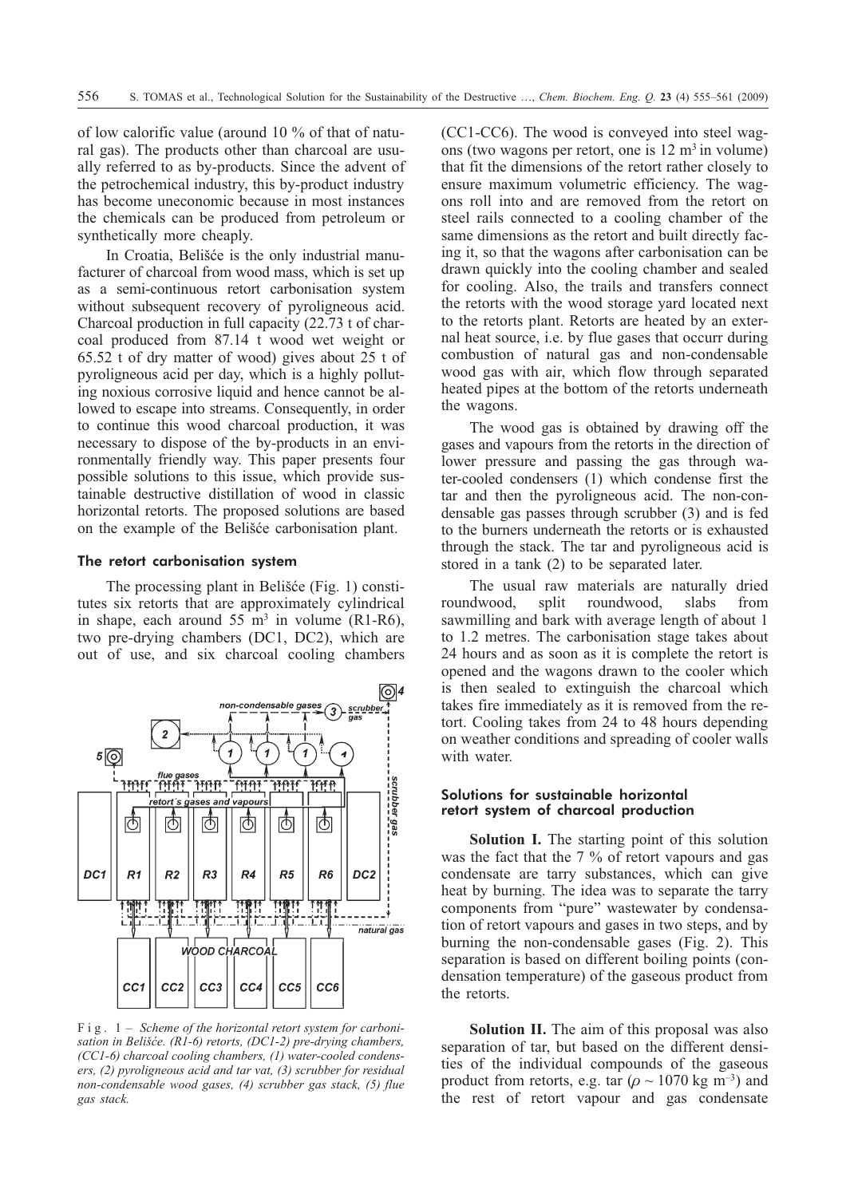of low calorific value (around 10 % of that of natural gas). The products other than charcoal are usually referred to as by-products. Since the advent of the petrochemical industry, this by-product industry has become uneconomic because in most instances the chemicals can be produced from petroleum or synthetically more cheaply.

In Croatia, Belišće is the only industrial manufacturer of charcoal from wood mass, which is set up as a semi-continuous retort carbonisation system without subsequent recovery of pyroligneous acid. Charcoal production in full capacity (22.73 t of charcoal produced from 87.14 t wood wet weight or 65.52 t of dry matter of wood) gives about 25 t of pyroligneous acid per day, which is a highly polluting noxious corrosive liquid and hence cannot be allowed to escape into streams. Consequently, in order to continue this wood charcoal production, it was necessary to dispose of the by-products in an environmentally friendly way. This paper presents four possible solutions to this issue, which provide sustainable destructive distillation of wood in classic horizontal retorts. The proposed solutions are based on the example of the Belišće carbonisation plant.

## The retort carbonisation system

The processing plant in Belišće (Fig. 1) constitutes six retorts that are approximately cylindrical in shape, each around 55 m$^3$ in volume (R1-R6), two pre-drying chambers (DC1, DC2), which are out of use, and six charcoal cooling chambers (CC1-CC6). The wood is conveyed into steel wagons (two wagons per retort, one is 12 m$^3$ in volume) that fit the dimensions of the retort rather closely to ensure maximum volumetric efficiency. The wagons roll into and are removed from the retort on steel rails connected to a cooling chamber of the same dimensions as the retort and built directly facing it, so that the wagons after carbonisation can be drawn quickly into the cooling chamber and sealed for cooling. Also, the trails and transfers connect the retorts with the wood storage yard located next to the retorts plant. Retorts are heated by an external heat source, i.e. by flue gases that occurr during combustion of natural gas and non-condensable wood gas with air, which flow through separated heated pipes at the bottom of the retorts underneath the wagons.

F i g . 1 – *Scheme of the horizontal retort system for carbonisation in Belišće. (R1-6) retorts, (DC1-2) pre-drying chambers, (CC1-6) charcoal cooling chambers, (1) water-cooled condensers, (2) pyroligneous acid and tar vat, (3) scrubber for residual non-condensable wood gases, (4) scrubber gas stack, (5) flue gas stack.*

The wood gas is obtained by drawing off the gases and vapours from the retorts in the direction of lower pressure and passing the gas through water-cooled condensers (1) which condense first the tar and then the pyroligneous acid. The non-condensable gas passes through scrubber (3) and is fed to the burners underneath the retorts or is exhausted through the stack. The tar and pyroligneous acid is stored in a tank (2) to be separated later.

The usual raw materials are naturally dried roundwood, split roundwood, slabs from sawmilling and bark with average length of about 1 to 1.2 metres. The carbonisation stage takes about 24 hours and as soon as it is complete the retort is opened and the wagons drawn to the cooler which is then sealed to extinguish the charcoal which takes fire immediately as it is removed from the retort. Cooling takes from 24 to 48 hours depending on weather conditions and spreading of cooler walls with water.

## Solutions for sustainable horizontal retort system of charcoal production

**Solution I.** The starting point of this solution was the fact that the 7 % of retort vapours and gas condensate are tarry substances, which can give heat by burning. The idea was to separate the tarry components from "pure" wastewater by condensation of retort vapours and gases in two steps, and by burning the non-condensable gases (Fig. 2). This separation is based on different boiling points (condensation temperature) of the gaseous product from the retorts.

**Solution II.** The aim of this proposal was also separation of tar, but based on the different densities of the individual compounds of the gaseous product from retorts, e.g. tar ($\rho \sim 1070$ kg m$^{-3}$) and the rest of retort vapour and gas condensate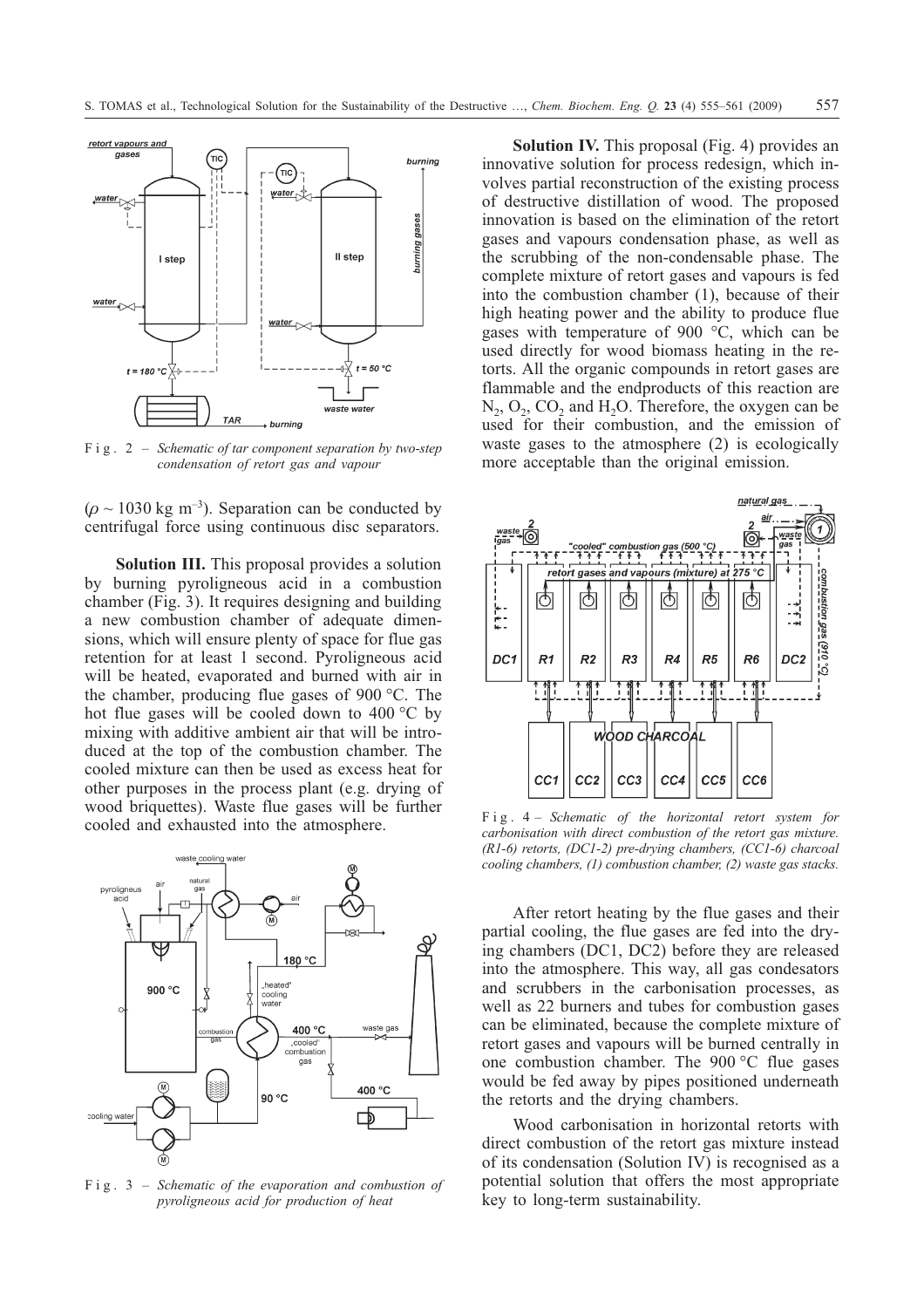F i g . 2 – *Schematic of tar component separation by two-step condensation of retort gas and vapour*

($\rho \sim 1030$ kg m$^{-3}$). Separation can be conducted by centrifugal force using continuous disc separators.

**Solution III.** This proposal provides a solution by burning pyroligneous acid in a combustion chamber (Fig. 3). It requires designing and building a new combustion chamber of adequate dimensions, which will ensure plenty of space for flue gas retention for at least 1 second. Pyroligneous acid will be heated, evaporated and burned with air in the chamber, producing flue gases of 900 °C. The hot flue gases will be cooled down to 400 °C by mixing with additive ambient air that will be introduced at the top of the combustion chamber. The cooled mixture can then be used as excess heat for other purposes in the process plant (e.g. drying of wood briquettes). Waste flue gases will be further cooled and exhausted into the atmosphere.

F i g . 3 – *Schematic of the evaporation and combustion of pyroligneous acid for production of heat*

**Solution IV.** This proposal (Fig. 4) provides an innovative solution for process redesign, which involves partial reconstruction of the existing process of destructive distillation of wood. The proposed innovation is based on the elimination of the retort gases and vapours condensation phase, as well as the scrubbing of the non-condensable phase. The complete mixture of retort gases and vapours is fed into the combustion chamber (1), because of their high heating power and the ability to produce flue gases with temperature of 900 °C, which can be used directly for wood biomass heating in the retorts. All the organic compounds in retort gases are flammable and the endproducts of this reaction are $N_2$, $O_2$, $CO_2$ and $H_2O$. Therefore, the oxygen can be used for their combustion, and the emission of waste gases to the atmosphere (2) is ecologically more acceptable than the original emission.

F i g . 4 – *Schematic of the horizontal retort system for carbonisation with direct combustion of the retort gas mixture. (R1-6) retorts, (DC1-2) pre-drying chambers, (CC1-6) charcoal cooling chambers, (1) combustion chamber, (2) waste gas stacks.*

After retort heating by the flue gases and their partial cooling, the flue gases are fed into the drying chambers (DC1, DC2) before they are released into the atmosphere. This way, all gas condesators and scrubbers in the carbonisation processes, as well as 22 burners and tubes for combustion gases can be eliminated, because the complete mixture of retort gases and vapours will be burned centrally in one combustion chamber. The 900 °C flue gases would be fed away by pipes positioned underneath the retorts and the drying chambers.

Wood carbonisation in horizontal retorts with direct combustion of the retort gas mixture instead of its condensation (Solution IV) is recognised as a potential solution that offers the most appropriate key to long-term sustainability.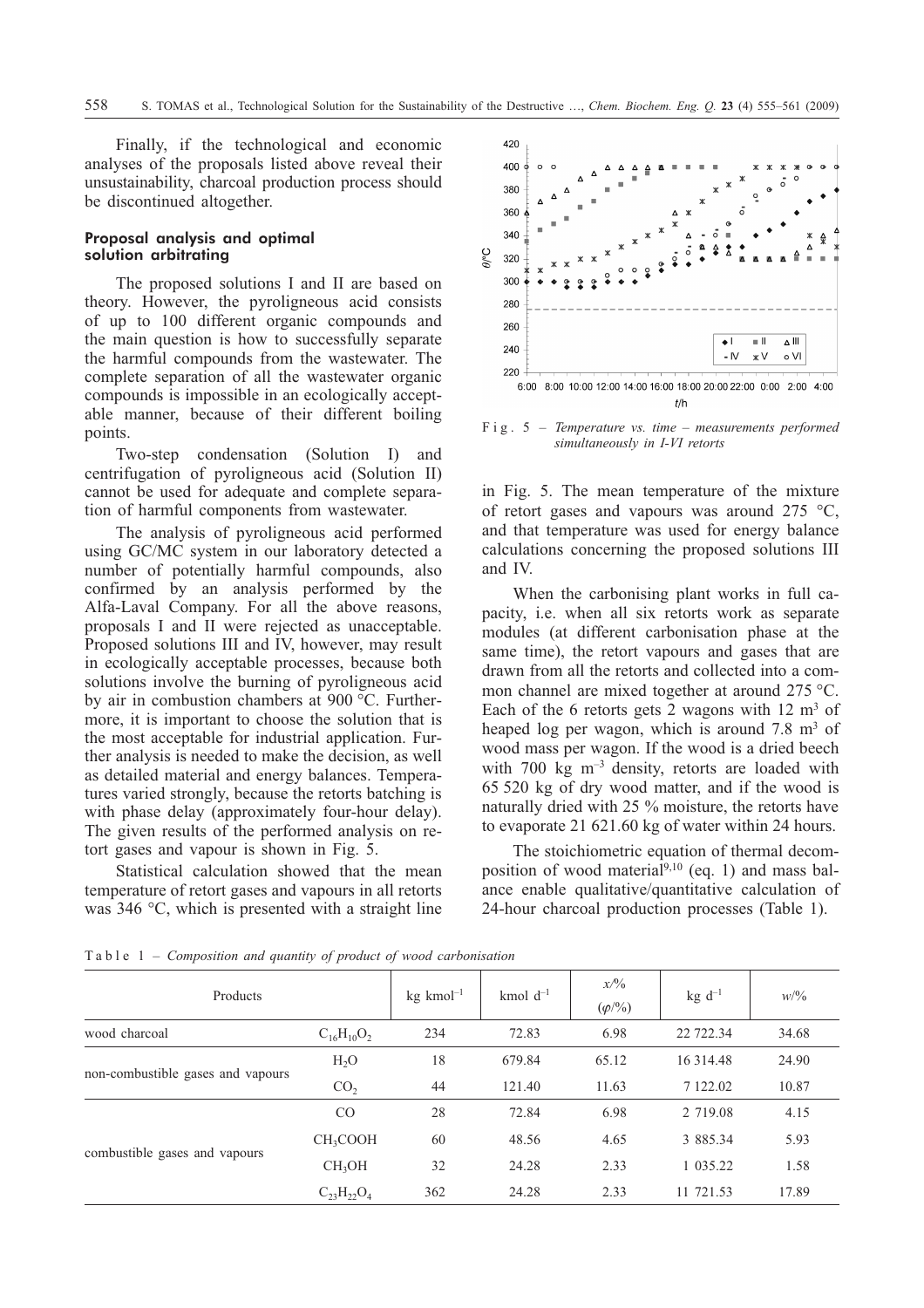Finally, if the technological and economic analyses of the proposals listed above reveal their unsustainability, charcoal production process should be discontinued altogether.

## Proposal analysis and optimal solution arbitrating

The proposed solutions I and II are based on theory. However, the pyroligneous acid consists of up to 100 different organic compounds and the main question is how to successfully separate the harmful compounds from the wastewater. The complete separation of all the wastewater organic compounds is impossible in an ecologically acceptable manner, because of their different boiling points.

Two-step condensation (Solution I) and centrifugation of pyroligneous acid (Solution II) cannot be used for adequate and complete separation of harmful components from wastewater.

The analysis of pyroligneous acid performed using GC/MC system in our laboratory detected a number of potentially harmful compounds, also confirmed by an analysis performed by the Alfa-Laval Company. For all the above reasons, proposals I and II were rejected as unacceptable. Proposed solutions III and IV, however, may result in ecologically acceptable processes, because both solutions involve the burning of pyroligneous acid by air in combustion chambers at 900 °C. Furthermore, it is important to choose the solution that is the most acceptable for industrial application. Further analysis is needed to make the decision, as well as detailed material and energy balances. Temperatures varied strongly, because the retorts batching is with phase delay (approximately four-hour delay). The given results of the performed analysis on retort gases and vapour is shown in Fig. 5.

Statistical calculation showed that the mean temperature of retort gases and vapours in all retorts was 346 °C, which is presented with a straight line in Fig. 5. The mean temperature of the mixture of retort gases and vapours was around 275 °C, and that temperature was used for energy balance calculations concerning the proposed solutions III and IV.

Fig. 5 – *Temperature vs. time – measurements performed simultaneously in I-VI retorts*

When the carbonising plant works in full capacity, i.e. when all six retorts work as separate modules (at different carbonisation phase at the same time), the retort vapours and gases that are drawn from all the retorts and collected into a common channel are mixed together at around 275 °C. Each of the 6 retorts gets 2 wagons with 12 m$^3$ of heaped log per wagon, which is around 7.8 m$^3$ of wood mass per wagon. If the wood is a dried beech with 700 kg m$^{-3}$ density, retorts are loaded with 65 520 kg of dry wood matter, and if the wood is naturally dried with 25 % moisture, the retorts have to evaporate 21 621.60 kg of water within 24 hours.

The stoichiometric equation of thermal decomposition of wood material[9,10] (eq. 1) and mass balance enable qualitative/quantitative calculation of 24-hour charcoal production processes (Table 1).

Table 1 – *Composition and quantity of product of wood carbonisation*

| Products | | kg kmol$^{-1}$ | kmol d$^{-1}$ | $x$/% ($\varphi$/%) | kg d$^{-1}$ | $w$/% |
|---|---|---|---|---|---|---|
| wood charcoal | $C_{16}H_{10}O_2$ | 234 | 72.83 | 6.98 | 22 722.34 | 34.68 |
| non-combustible gases and vapours | $H_2O$ | 18 | 679.84 | 65.12 | 16 314.48 | 24.90 |
| | $CO_2$ | 44 | 121.40 | 11.63 | 7 122.02 | 10.87 |
| combustible gases and vapours | $CO$ | 28 | 72.84 | 6.98 | 2 719.08 | 4.15 |
| | $CH_3COOH$ | 60 | 48.56 | 4.65 | 3 885.34 | 5.93 |
| | $CH_3OH$ | 32 | 24.28 | 2.33 | 1 035.22 | 1.58 |
| | $C_{23}H_{22}O_4$ | 362 | 24.28 | 2.33 | 11 721.53 | 17.89 |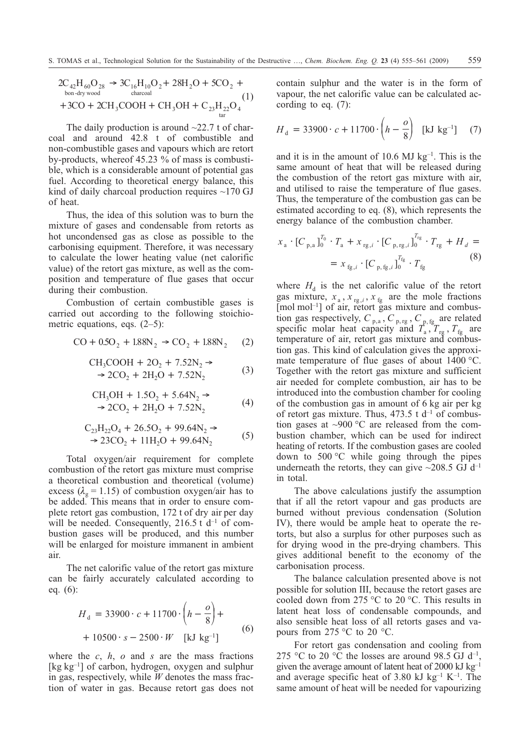$$2C_{42}H_{60}O_{28} \underset{\text{bon-dry wood}}{} \rightarrow 3\underset{\text{charcoal}}{C_{16}H_{10}O_2} + 28H_2O + 5CO_2 + 3CO + 2CH_3COOH + CH_3OH + \underset{\text{tar}}{C_{23}H_{22}O_4} \tag{1}$$

The daily production is around ~22.7 t of charcoal and around 42.8 t of combustible and non-combustible gases and vapours which are retort by-products, whereof 45.23 % of mass is combustible, which is a considerable amount of potential gas fuel. According to theoretical energy balance, this kind of daily charcoal production requires ~170 GJ of heat.

Thus, the idea of this solution was to burn the mixture of gases and condensable from retorts as hot uncondensed gas as close as possible to the carbonising equipment. Therefore, it was necessary to calculate the lower heating value (net calorific value) of the retort gas mixture, as well as the composition and temperature of flue gases that occur during their combustion.

Combustion of certain combustible gases is carried out according to the following stoichiometric equations, eqs. (2–5):

$$CO + 0.5O_2 + 1.88N_2 \rightarrow CO_2 + 1.88N_2 \tag{2}$$

$$CH_3COOH + 2O_2 + 7.52N_2 \rightarrow 2CO_2 + 2H_2O + 7.52N_2 \tag{3}$$

$$CH_3OH + 1.5O_2 + 5.64N_2 \rightarrow 2CO_2 + 2H_2O + 7.52N_2 \tag{4}$$

$$C_{23}H_{22}O_4 + 26.5O_2 + 99.64N_2 \rightarrow 23CO_2 + 11H_2O + 99.64N_2 \tag{5}$$

Total oxygen/air requirement for complete combustion of the retort gas mixture must comprise a theoretical combustion and theoretical (volume) excess ($\lambda_g = 1.15$) of combustion oxygen/air has to be added. This means that in order to ensure complete retort gas combustion, 172 t of dry air per day will be needed. Consequently, 216.5 t d$^{-1}$ of combustion gases will be produced, and this number will be enlarged for moisture immanent in ambient air.

The net calorific value of the retort gas mixture can be fairly accurately calculated according to eq. (6):

$$H_d = 33900 \cdot c + 11700 \cdot \left(h - \frac{o}{8}\right) + 10500 \cdot s - 2500 \cdot W \quad [\text{kJ kg}^{-1}] \tag{6}$$

where the $c$, $h$, $o$ and $s$ are the mass fractions [kg kg$^{-1}$] of carbon, hydrogen, oxygen and sulphur in gas, respectively, while $W$ denotes the mass fraction of water in gas. Because retort gas does not contain sulphur and the water is in the form of vapour, the net calorific value can be calculated according to eq. (7):

$$H_d = 33900 \cdot c + 11700 \cdot \left(h - \frac{o}{8}\right) \quad [\text{kJ kg}^{-1}] \tag{7}$$

and it is in the amount of 10.6 MJ kg$^{-1}$. This is the same amount of heat that will be released during the combustion of the retort gas mixture with air, and utilised to raise the temperature of flue gases. Thus, the temperature of the combustion gas can be estimated according to eq. (8), which represents the energy balance of the combustion chamber.

$$x_a \cdot [C_{p,a}]_0^{T_0} \cdot T_a + x_{rg,i} \cdot [C_{p,rg,i}]_0^{T_{rg}} \cdot T_{rg} + H_d = x_{fg,i} \cdot [C_{p,fg,i}]_0^{T_{fg}} \cdot T_{fg} \tag{8}$$

where $H_d$ is the net calorific value of the retort gas mixture, $x_a$, $x_{rg,i}$, $x_{fg}$ are the mole fractions [mol mol$^{-1}$] of air, retort gas mixture and combustion gas respectively, $C_{p,a}$, $C_{p,rg}$, $C_{p,fg}$ are related specific molar heat capacity and $T_a$, $T_{rg}$, $T_{fg}$ are temperature of air, retort gas mixture and combustion gas. This kind of calculation gives the approximate temperature of flue gases of about 1400 °C. Together with the retort gas mixture and sufficient air needed for complete combustion, air has to be introduced into the combustion chamber for cooling of the combustion gas in amount of 6 kg air per kg of retort gas mixture. Thus, 473.5 t d$^{-1}$ of combustion gases at ~900 °C are released from the combustion chamber, which can be used for indirect heating of retorts. If the combustion gases are cooled down to 500 °C while going through the pipes underneath the retorts, they can give ~208.5 GJ d$^{-1}$ in total.

The above calculations justify the assumption that if all the retort vapour and gas products are burned without previous condensation (Solution IV), there would be ample heat to operate the retorts, but also a surplus for other purposes such as for drying wood in the pre-drying chambers. This gives additional benefit to the economy of the carbonisation process.

The balance calculation presented above is not possible for solution III, because the retort gases are cooled down from 275 °C to 20 °C. This results in latent heat loss of condensable compounds, and also sensible heat loss of all retorts gases and vapours from 275 °C to 20 °C.

For retort gas condensation and cooling from 275 °C to 20 °C the losses are around 98.5 GJ d$^{-1}$, given the average amount of latent heat of 2000 kJ kg$^{-1}$ and average specific heat of 3.80 kJ kg$^{-1}$ K$^{-1}$. The same amount of heat will be needed for vapourizing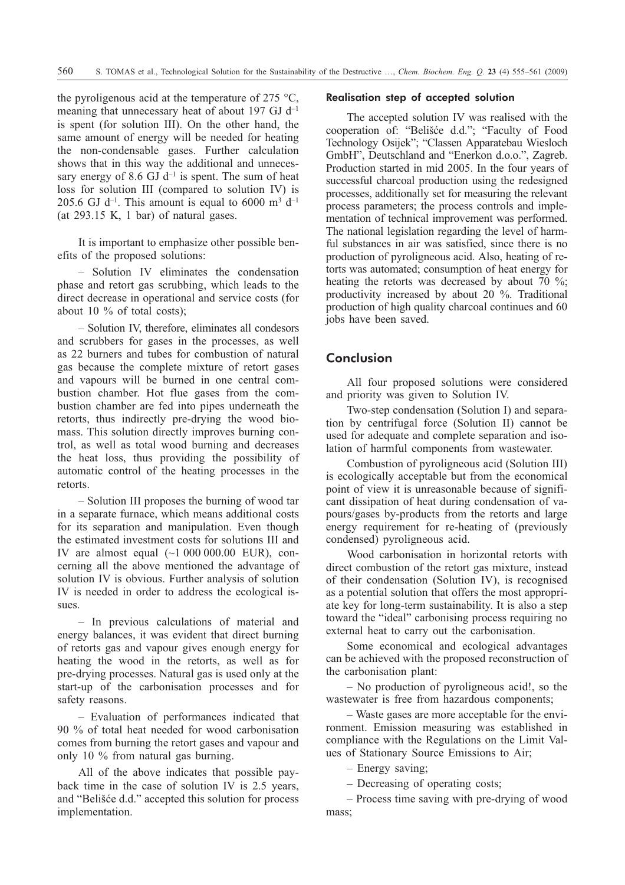the pyroligenous acid at the temperature of 275 °C, meaning that unnecessary heat of about 197 GJ $d^{-1}$ is spent (for solution III). On the other hand, the same amount of energy will be needed for heating the non-condensable gases. Further calculation shows that in this way the additional and unnecessary energy of 8.6 GJ $d^{-1}$ is spent. The sum of heat loss for solution III (compared to solution IV) is 205.6 GJ $d^{-1}$. This amount is equal to 6000 $m^3$ $d^{-1}$ (at 293.15 K, 1 bar) of natural gases.

It is important to emphasize other possible benefits of the proposed solutions:

– Solution IV eliminates the condensation phase and retort gas scrubbing, which leads to the direct decrease in operational and service costs (for about 10 % of total costs);

– Solution IV, therefore, eliminates all condesors and scrubbers for gases in the processes, as well as 22 burners and tubes for combustion of natural gas because the complete mixture of retort gases and vapours will be burned in one central combustion chamber. Hot flue gases from the combustion chamber are fed into pipes underneath the retorts, thus indirectly pre-drying the wood biomass. This solution directly improves burning control, as well as total wood burning and decreases the heat loss, thus providing the possibility of automatic control of the heating processes in the retorts.

– Solution III proposes the burning of wood tar in a separate furnace, which means additional costs for its separation and manipulation. Even though the estimated investment costs for solutions III and IV are almost equal (~1 000 000.00 EUR), concerning all the above mentioned the advantage of solution IV is obvious. Further analysis of solution IV is needed in order to address the ecological issues.

– In previous calculations of material and energy balances, it was evident that direct burning of retorts gas and vapour gives enough energy for heating the wood in the retorts, as well as for pre-drying processes. Natural gas is used only at the start-up of the carbonisation processes and for safety reasons.

– Evaluation of performances indicated that 90 % of total heat needed for wood carbonisation comes from burning the retort gases and vapour and only 10 % from natural gas burning.

All of the above indicates that possible payback time in the case of solution IV is 2.5 years, and "Belišće d.d." accepted this solution for process implementation.

### Realisation step of accepted solution

The accepted solution IV was realised with the cooperation of: "Belišće d.d."; "Faculty of Food Technology Osijek"; "Classen Apparatebau Wiesloch GmbH", Deutschland and "Enerkon d.o.o.", Zagreb. Production started in mid 2005. In the four years of successful charcoal production using the redesigned processes, additionally set for measuring the relevant process parameters; the process controls and implementation of technical improvement was performed. The national legislation regarding the level of harmful substances in air was satisfied, since there is no production of pyroligneous acid. Also, heating of retorts was automated; consumption of heat energy for heating the retorts was decreased by about 70 %; productivity increased by about 20 %. Traditional production of high quality charcoal continues and 60 jobs have been saved.

## Conclusion

All four proposed solutions were considered and priority was given to Solution IV.

Two-step condensation (Solution I) and separation by centrifugal force (Solution II) cannot be used for adequate and complete separation and isolation of harmful components from wastewater.

Combustion of pyroligneous acid (Solution III) is ecologically acceptable but from the economical point of view it is unreasonable because of significant dissipation of heat during condensation of vapours/gases by-products from the retorts and large energy requirement for re-heating of (previously condensed) pyroligneous acid.

Wood carbonisation in horizontal retorts with direct combustion of the retort gas mixture, instead of their condensation (Solution IV), is recognised as a potential solution that offers the most appropriate key for long-term sustainability. It is also a step toward the "ideal" carbonising process requiring no external heat to carry out the carbonisation.

Some economical and ecological advantages can be achieved with the proposed reconstruction of the carbonisation plant:

– No production of pyroligneous acid!, so the wastewater is free from hazardous components;

– Waste gases are more acceptable for the environment. Emission measuring was established in compliance with the Regulations on the Limit Values of Stationary Source Emissions to Air;

– Energy saving;

– Decreasing of operating costs;

– Process time saving with pre-drying of wood mass;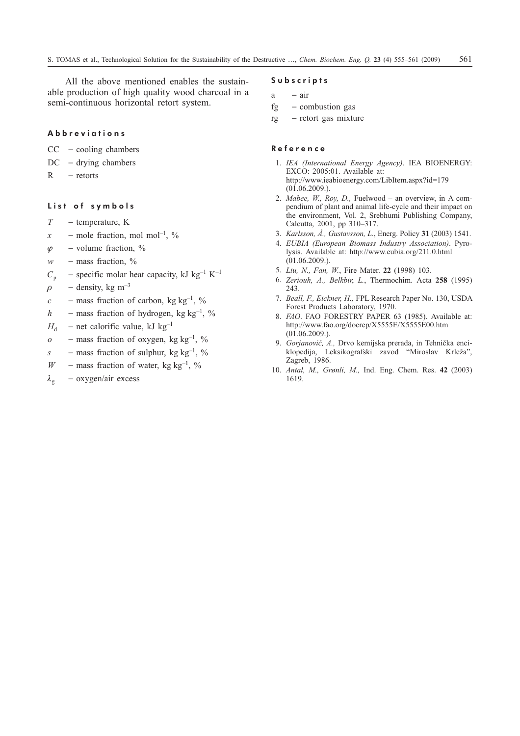All the above mentioned enables the sustainable production of high quality wood charcoal in a semi-continuous horizontal retort system.

## Abbreviations

CC – cooling chambers

DC – drying chambers

R – retorts

## List of symbols

$T$ – temperature, K

$x$ – mole fraction, mol mol$^{-1}$, %

$\varphi$ – volume fraction, %

$w$ – mass fraction, %

$C_p$ – specific molar heat capacity, kJ kg$^{-1}$ K$^{-1}$

$\rho$ – density, kg m$^{-3}$

$c$ – mass fraction of carbon, kg kg$^{-1}$, %

$h$ – mass fraction of hydrogen, kg kg$^{-1}$, %

$H_d$ – net calorific value, kJ kg$^{-1}$

$o$ – mass fraction of oxygen, kg kg$^{-1}$, %

$s$ – mass fraction of sulphur, kg kg$^{-1}$, %

$W$ – mass fraction of water, kg kg$^{-1}$, %

$\lambda_g$ – oxygen/air excess

## Subscripts

a – air

fg – combustion gas

rg – retort gas mixture

## Reference

1. *IEA (International Energy Agency)*. IEA BIOENERGY: EXCO: 2005:01. Available at: http://www.ieabioenergy.com/LibItem.aspx?id=179 (01.06.2009.).
2. *Mabee, W., Roy, D.,* Fuelwood – an overview, in A compendium of plant and animal life-cycle and their impact on the environment, Vol. 2, Srebhumi Publishing Company, Calcutta, 2001, pp 310–317.
3. *Karlsson, Å., Gustavsson, L.*, Energ. Policy **31** (2003) 1541.
4. *EUBIA (European Biomass Industry Association)*. Pyrolysis. Available at: http://www.eubia.org/211.0.html (01.06.2009.).
5. *Liu, N., Fan, W.*, Fire Mater. **22** (1998) 103.
6. *Zeriouh, A., Belkbir, L.*, Thermochim. Acta **258** (1995) 243.
7. *Beall, F., Eickner, H.,* FPL Research Paper No. 130, USDA Forest Products Laboratory, 1970.
8. *FAO*. FAO FORESTRY PAPER 63 (1985). Available at: http://www.fao.org/docrep/X5555E/X5555E00.htm (01.06.2009.).
9. *Gorjanović, A.,* Drvo kemijska prerada, in Tehnička enciklopedija, Leksikografski zavod "Miroslav Krleža", Zagreb, 1986.
10. *Antal, M., Grønli, M.,* Ind. Eng. Chem. Res. **42** (2003) 1619.